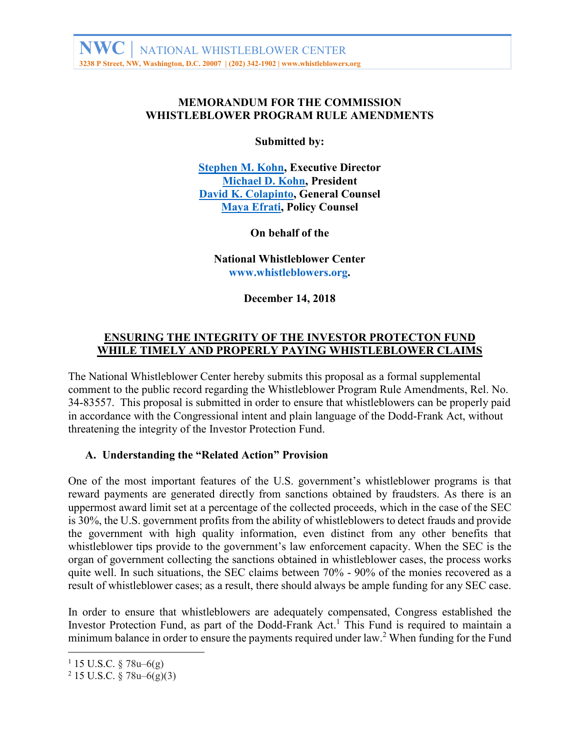NWC | NATIONAL WHISTLEBLOWER CENTER
3238 P Street, NW, Washington, D.C. 20007 | (202) 342-1902 | www.whistleblowers.org

**MEMORANDUM FOR THE COMMISSION**
**WHISTLEBLOWER PROGRAM RULE AMENDMENTS**

**Submitted by:**

**Stephen M. Kohn, Executive Director**
**Michael D. Kohn, President**
**David K. Colapinto, General Counsel**
**Maya Efrati, Policy Counsel**

**On behalf of the**

**National Whistleblower Center**
**www.whistleblowers.org.**

**December 14, 2018**

**ENSURING THE INTEGRITY OF THE INVESTOR PROTECTON FUND WHILE TIMELY AND PROPERLY PAYING WHISTLEBLOWER CLAIMS**

The National Whistleblower Center hereby submits this proposal as a formal supplemental comment to the public record regarding the Whistleblower Program Rule Amendments, Rel. No. 34-83557. This proposal is submitted in order to ensure that whistleblowers can be properly paid in accordance with the Congressional intent and plain language of the Dodd-Frank Act, without threatening the integrity of the Investor Protection Fund.

## A. Understanding the "Related Action" Provision

One of the most important features of the U.S. government's whistleblower programs is that reward payments are generated directly from sanctions obtained by fraudsters. As there is an uppermost award limit set at a percentage of the collected proceeds, which in the case of the SEC is 30%, the U.S. government profits from the ability of whistleblowers to detect frauds and provide the government with high quality information, even distinct from any other benefits that whistleblower tips provide to the government's law enforcement capacity. When the SEC is the organ of government collecting the sanctions obtained in whistleblower cases, the process works quite well. In such situations, the SEC claims between 70% - 90% of the monies recovered as a result of whistleblower cases; as a result, there should always be ample funding for any SEC case.

In order to ensure that whistleblowers are adequately compensated, Congress established the Investor Protection Fund, as part of the Dodd-Frank Act.[1] This Fund is required to maintain a minimum balance in order to ensure the payments required under law.[2] When funding for the Fund

[1] 15 U.S.C. § 78u–6(g)
[2] 15 U.S.C. § 78u–6(g)(3)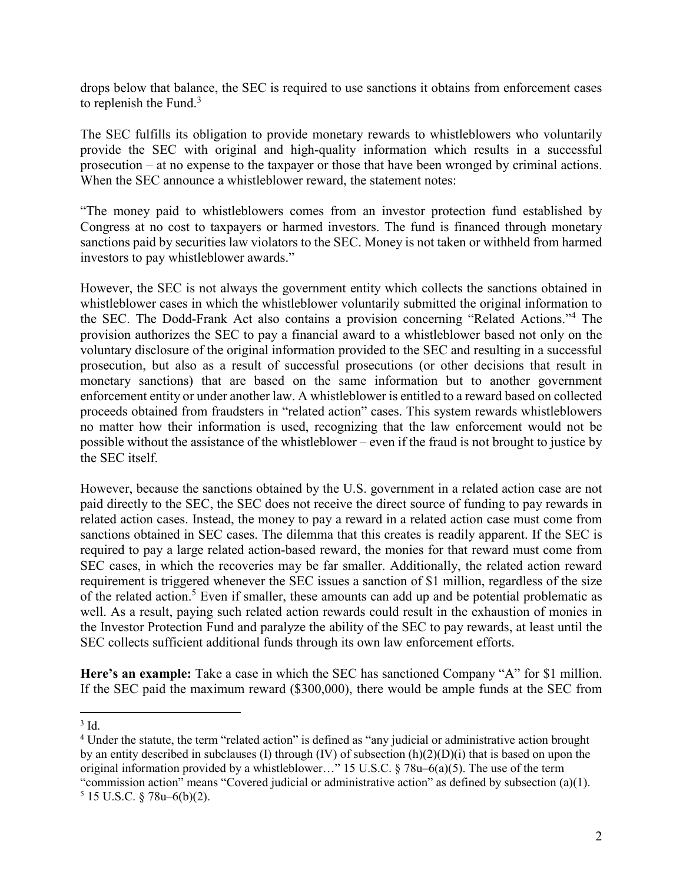drops below that balance, the SEC is required to use sanctions it obtains from enforcement cases to replenish the Fund.[3]

The SEC fulfills its obligation to provide monetary rewards to whistleblowers who voluntarily provide the SEC with original and high-quality information which results in a successful prosecution – at no expense to the taxpayer or those that have been wronged by criminal actions. When the SEC announce a whistleblower reward, the statement notes:

"The money paid to whistleblowers comes from an investor protection fund established by Congress at no cost to taxpayers or harmed investors. The fund is financed through monetary sanctions paid by securities law violators to the SEC. Money is not taken or withheld from harmed investors to pay whistleblower awards."

However, the SEC is not always the government entity which collects the sanctions obtained in whistleblower cases in which the whistleblower voluntarily submitted the original information to the SEC. The Dodd-Frank Act also contains a provision concerning "Related Actions."[4] The provision authorizes the SEC to pay a financial award to a whistleblower based not only on the voluntary disclosure of the original information provided to the SEC and resulting in a successful prosecution, but also as a result of successful prosecutions (or other decisions that result in monetary sanctions) that are based on the same information but to another government enforcement entity or under another law. A whistleblower is entitled to a reward based on collected proceeds obtained from fraudsters in "related action" cases. This system rewards whistleblowers no matter how their information is used, recognizing that the law enforcement would not be possible without the assistance of the whistleblower – even if the fraud is not brought to justice by the SEC itself.

However, because the sanctions obtained by the U.S. government in a related action case are not paid directly to the SEC, the SEC does not receive the direct source of funding to pay rewards in related action cases. Instead, the money to pay a reward in a related action case must come from sanctions obtained in SEC cases. The dilemma that this creates is readily apparent. If the SEC is required to pay a large related action-based reward, the monies for that reward must come from SEC cases, in which the recoveries may be far smaller. Additionally, the related action reward requirement is triggered whenever the SEC issues a sanction of $1 million, regardless of the size of the related action.[5] Even if smaller, these amounts can add up and be potential problematic as well. As a result, paying such related action rewards could result in the exhaustion of monies in the Investor Protection Fund and paralyze the ability of the SEC to pay rewards, at least until the SEC collects sufficient additional funds through its own law enforcement efforts.

**Here's an example:** Take a case in which the SEC has sanctioned Company "A" for $1 million. If the SEC paid the maximum reward ($300,000), there would be ample funds at the SEC from

---

[3] Id.

[4] Under the statute, the term "related action" is defined as "any judicial or administrative action brought by an entity described in subclauses (I) through (IV) of subsection (h)(2)(D)(i) that is based on upon the original information provided by a whistleblower…" 15 U.S.C. § 78u–6(a)(5). The use of the term "commission action" means "Covered judicial or administrative action" as defined by subsection (a)(1).

[5] 15 U.S.C. § 78u–6(b)(2).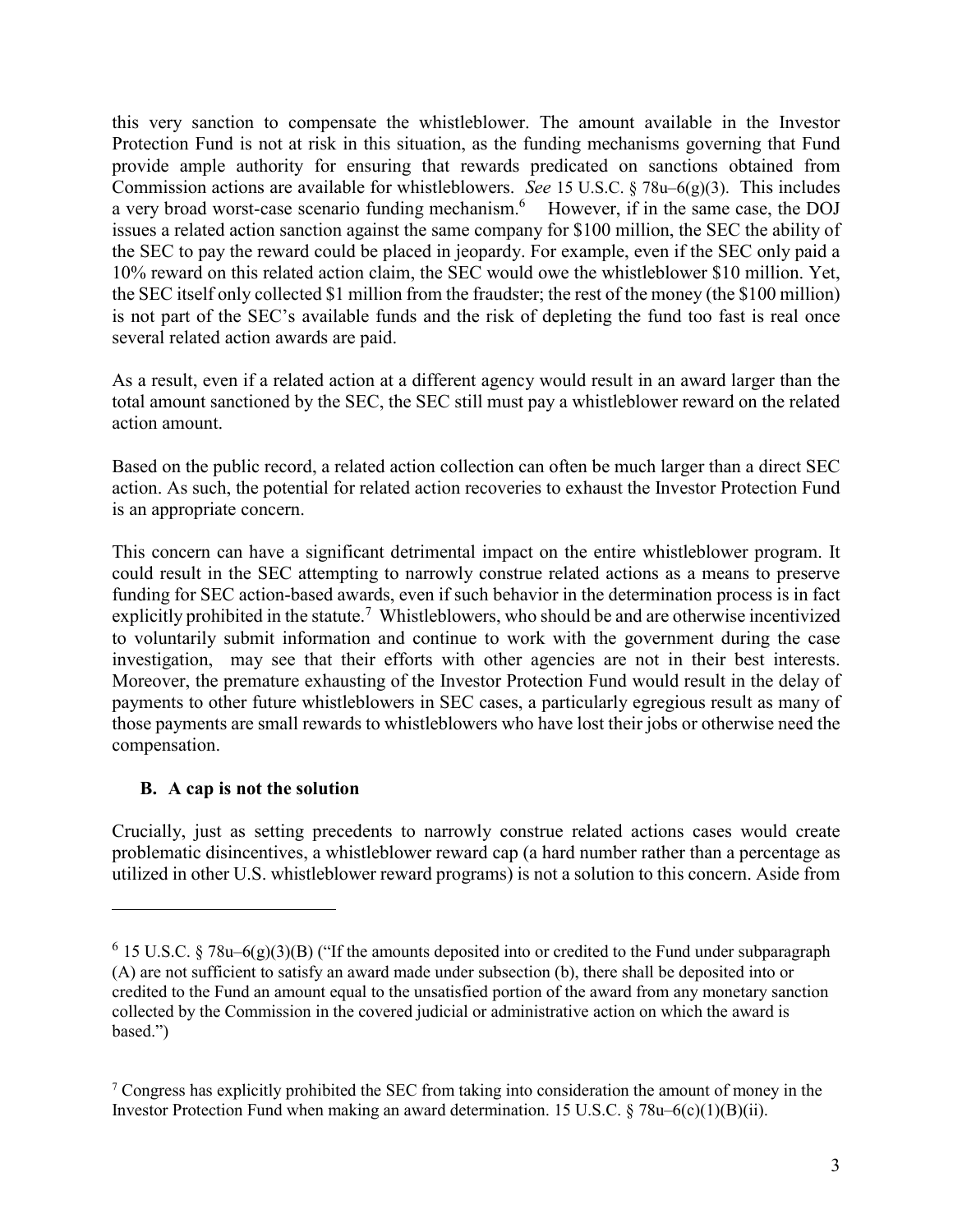this very sanction to compensate the whistleblower. The amount available in the Investor Protection Fund is not at risk in this situation, as the funding mechanisms governing that Fund provide ample authority for ensuring that rewards predicated on sanctions obtained from Commission actions are available for whistleblowers. *See* 15 U.S.C. § 78u–6(g)(3). This includes a very broad worst-case scenario funding mechanism.[6] However, if in the same case, the DOJ issues a related action sanction against the same company for $100 million, the SEC the ability of the SEC to pay the reward could be placed in jeopardy. For example, even if the SEC only paid a 10% reward on this related action claim, the SEC would owe the whistleblower $10 million. Yet, the SEC itself only collected $1 million from the fraudster; the rest of the money (the $100 million) is not part of the SEC's available funds and the risk of depleting the fund too fast is real once several related action awards are paid.

As a result, even if a related action at a different agency would result in an award larger than the total amount sanctioned by the SEC, the SEC still must pay a whistleblower reward on the related action amount.

Based on the public record, a related action collection can often be much larger than a direct SEC action. As such, the potential for related action recoveries to exhaust the Investor Protection Fund is an appropriate concern.

This concern can have a significant detrimental impact on the entire whistleblower program. It could result in the SEC attempting to narrowly construe related actions as a means to preserve funding for SEC action-based awards, even if such behavior in the determination process is in fact explicitly prohibited in the statute.[7] Whistleblowers, who should be and are otherwise incentivized to voluntarily submit information and continue to work with the government during the case investigation, may see that their efforts with other agencies are not in their best interests. Moreover, the premature exhausting of the Investor Protection Fund would result in the delay of payments to other future whistleblowers in SEC cases, a particularly egregious result as many of those payments are small rewards to whistleblowers who have lost their jobs or otherwise need the compensation.

### B. A cap is not the solution

Crucially, just as setting precedents to narrowly construe related actions cases would create problematic disincentives, a whistleblower reward cap (a hard number rather than a percentage as utilized in other U.S. whistleblower reward programs) is not a solution to this concern. Aside from

---

[6] 15 U.S.C. § 78u–6(g)(3)(B) ("If the amounts deposited into or credited to the Fund under subparagraph (A) are not sufficient to satisfy an award made under subsection (b), there shall be deposited into or credited to the Fund an amount equal to the unsatisfied portion of the award from any monetary sanction collected by the Commission in the covered judicial or administrative action on which the award is based.")

[7] Congress has explicitly prohibited the SEC from taking into consideration the amount of money in the Investor Protection Fund when making an award determination. 15 U.S.C. § 78u–6(c)(1)(B)(ii).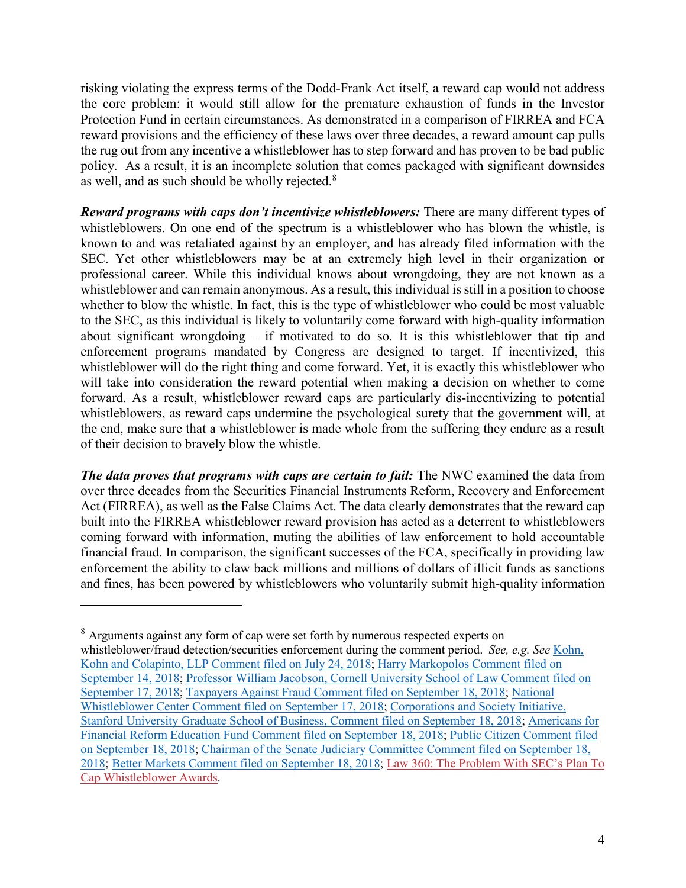risking violating the express terms of the Dodd-Frank Act itself, a reward cap would not address the core problem: it would still allow for the premature exhaustion of funds in the Investor Protection Fund in certain circumstances. As demonstrated in a comparison of FIRREA and FCA reward provisions and the efficiency of these laws over three decades, a reward amount cap pulls the rug out from any incentive a whistleblower has to step forward and has proven to be bad public policy. As a result, it is an incomplete solution that comes packaged with significant downsides as well, and as such should be wholly rejected.[8]

***Reward programs with caps don't incentivize whistleblowers:*** There are many different types of whistleblowers. On one end of the spectrum is a whistleblower who has blown the whistle, is known to and was retaliated against by an employer, and has already filed information with the SEC. Yet other whistleblowers may be at an extremely high level in their organization or professional career. While this individual knows about wrongdoing, they are not known as a whistleblower and can remain anonymous. As a result, this individual is still in a position to choose whether to blow the whistle. In fact, this is the type of whistleblower who could be most valuable to the SEC, as this individual is likely to voluntarily come forward with high-quality information about significant wrongdoing – if motivated to do so. It is this whistleblower that tip and enforcement programs mandated by Congress are designed to target. If incentivized, this whistleblower will do the right thing and come forward. Yet, it is exactly this whistleblower who will take into consideration the reward potential when making a decision on whether to come forward. As a result, whistleblower reward caps are particularly dis-incentivizing to potential whistleblowers, as reward caps undermine the psychological surety that the government will, at the end, make sure that a whistleblower is made whole from the suffering they endure as a result of their decision to bravely blow the whistle.

***The data proves that programs with caps are certain to fail:*** The NWC examined the data from over three decades from the Securities Financial Instruments Reform, Recovery and Enforcement Act (FIRREA), as well as the False Claims Act. The data clearly demonstrates that the reward cap built into the FIRREA whistleblower reward provision has acted as a deterrent to whistleblowers coming forward with information, muting the abilities of law enforcement to hold accountable financial fraud. In comparison, the significant successes of the FCA, specifically in providing law enforcement the ability to claw back millions and millions of dollars of illicit funds as sanctions and fines, has been powered by whistleblowers who voluntarily submit high-quality information

---

[8] Arguments against any form of cap were set forth by numerous respected experts on whistleblower/fraud detection/securities enforcement during the comment period. *See, e.g. See* Kohn, Kohn and Colapinto, LLP Comment filed on July 24, 2018; Harry Markopolos Comment filed on September 14, 2018; Professor William Jacobson, Cornell University School of Law Comment filed on September 17, 2018; Taxpayers Against Fraud Comment filed on September 18, 2018; National Whistleblower Center Comment filed on September 17, 2018; Corporations and Society Initiative, Stanford University Graduate School of Business, Comment filed on September 18, 2018; Americans for Financial Reform Education Fund Comment filed on September 18, 2018; Public Citizen Comment filed on September 18, 2018; Chairman of the Senate Judiciary Committee Comment filed on September 18, 2018; Better Markets Comment filed on September 18, 2018; Law 360: The Problem With SEC's Plan To Cap Whistleblower Awards.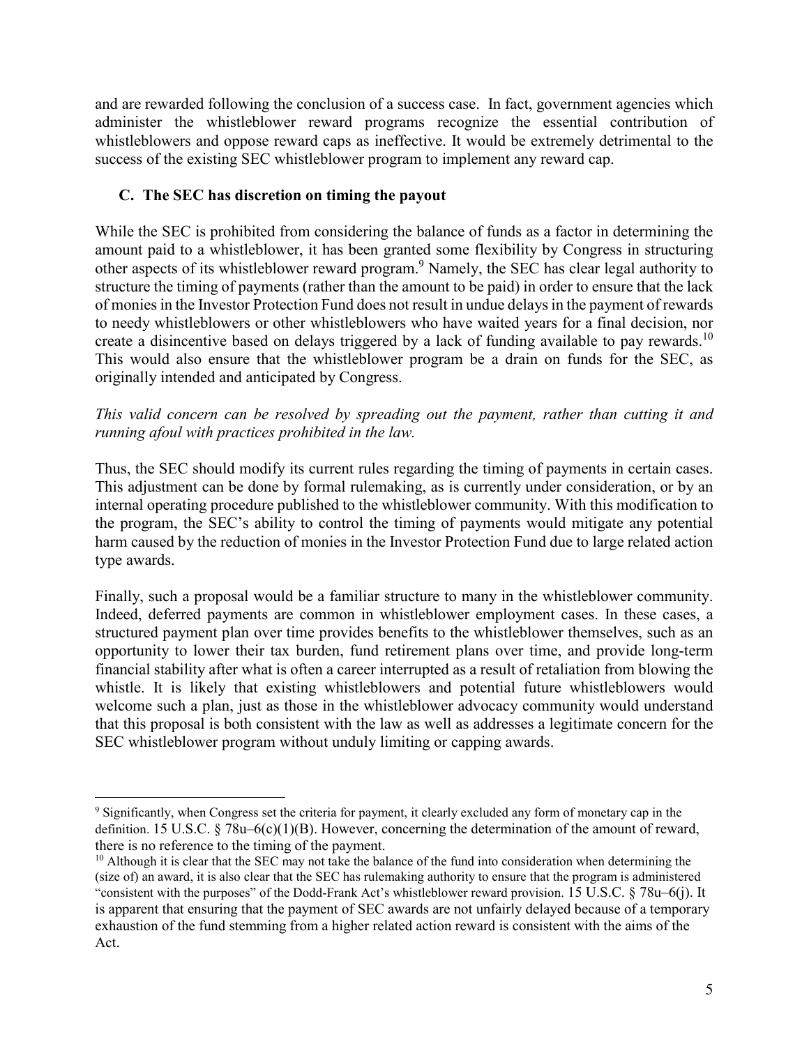and are rewarded following the conclusion of a success case. In fact, government agencies which administer the whistleblower reward programs recognize the essential contribution of whistleblowers and oppose reward caps as ineffective. It would be extremely detrimental to the success of the existing SEC whistleblower program to implement any reward cap.

### C. The SEC has discretion on timing the payout

While the SEC is prohibited from considering the balance of funds as a factor in determining the amount paid to a whistleblower, it has been granted some flexibility by Congress in structuring other aspects of its whistleblower reward program.[9] Namely, the SEC has clear legal authority to structure the timing of payments (rather than the amount to be paid) in order to ensure that the lack of monies in the Investor Protection Fund does not result in undue delays in the payment of rewards to needy whistleblowers or other whistleblowers who have waited years for a final decision, nor create a disincentive based on delays triggered by a lack of funding available to pay rewards.[10] This would also ensure that the whistleblower program be a drain on funds for the SEC, as originally intended and anticipated by Congress.

*This valid concern can be resolved by spreading out the payment, rather than cutting it and running afoul with practices prohibited in the law.*

Thus, the SEC should modify its current rules regarding the timing of payments in certain cases. This adjustment can be done by formal rulemaking, as is currently under consideration, or by an internal operating procedure published to the whistleblower community. With this modification to the program, the SEC's ability to control the timing of payments would mitigate any potential harm caused by the reduction of monies in the Investor Protection Fund due to large related action type awards.

Finally, such a proposal would be a familiar structure to many in the whistleblower community. Indeed, deferred payments are common in whistleblower employment cases. In these cases, a structured payment plan over time provides benefits to the whistleblower themselves, such as an opportunity to lower their tax burden, fund retirement plans over time, and provide long-term financial stability after what is often a career interrupted as a result of retaliation from blowing the whistle. It is likely that existing whistleblowers and potential future whistleblowers would welcome such a plan, just as those in the whistleblower advocacy community would understand that this proposal is both consistent with the law as well as addresses a legitimate concern for the SEC whistleblower program without unduly limiting or capping awards.

---

[9] Significantly, when Congress set the criteria for payment, it clearly excluded any form of monetary cap in the definition. 15 U.S.C. § 78u–6(c)(1)(B). However, concerning the determination of the amount of reward, there is no reference to the timing of the payment.

[10] Although it is clear that the SEC may not take the balance of the fund into consideration when determining the (size of) an award, it is also clear that the SEC has rulemaking authority to ensure that the program is administered "consistent with the purposes" of the Dodd-Frank Act's whistleblower reward provision. 15 U.S.C. § 78u–6(j). It is apparent that ensuring that the payment of SEC awards are not unfairly delayed because of a temporary exhaustion of the fund stemming from a higher related action reward is consistent with the aims of the Act.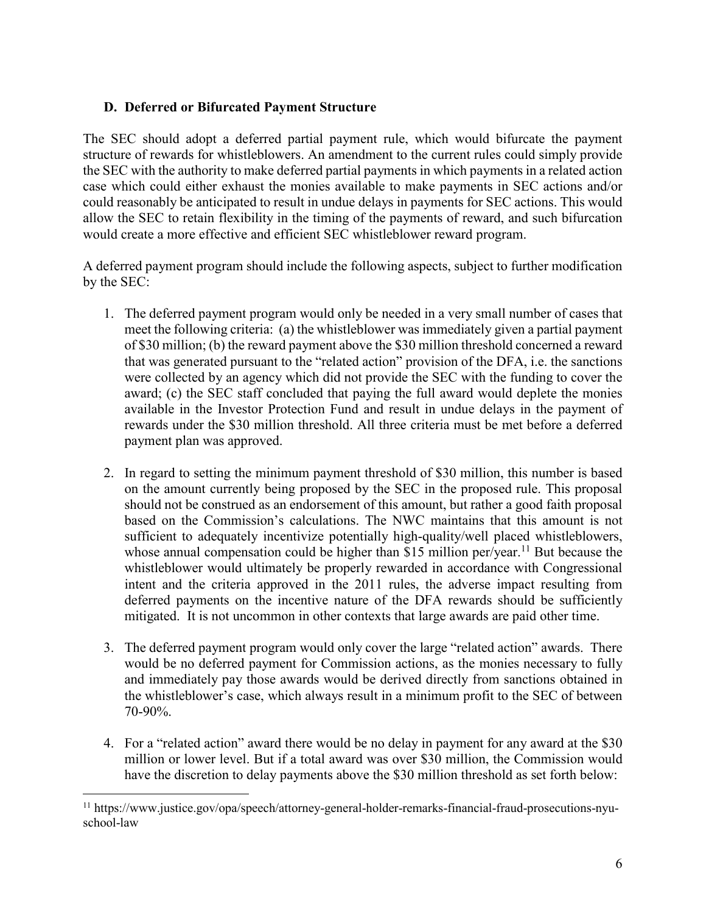### D. Deferred or Bifurcated Payment Structure

The SEC should adopt a deferred partial payment rule, which would bifurcate the payment structure of rewards for whistleblowers. An amendment to the current rules could simply provide the SEC with the authority to make deferred partial payments in which payments in a related action case which could either exhaust the monies available to make payments in SEC actions and/or could reasonably be anticipated to result in undue delays in payments for SEC actions. This would allow the SEC to retain flexibility in the timing of the payments of reward, and such bifurcation would create a more effective and efficient SEC whistleblower reward program.

A deferred payment program should include the following aspects, subject to further modification by the SEC:

1. The deferred payment program would only be needed in a very small number of cases that meet the following criteria: (a) the whistleblower was immediately given a partial payment of $30 million; (b) the reward payment above the $30 million threshold concerned a reward that was generated pursuant to the "related action" provision of the DFA, i.e. the sanctions were collected by an agency which did not provide the SEC with the funding to cover the award; (c) the SEC staff concluded that paying the full award would deplete the monies available in the Investor Protection Fund and result in undue delays in the payment of rewards under the $30 million threshold. All three criteria must be met before a deferred payment plan was approved.

2. In regard to setting the minimum payment threshold of $30 million, this number is based on the amount currently being proposed by the SEC in the proposed rule. This proposal should not be construed as an endorsement of this amount, but rather a good faith proposal based on the Commission's calculations. The NWC maintains that this amount is not sufficient to adequately incentivize potentially high-quality/well placed whistleblowers, whose annual compensation could be higher than $15 million per/year.[11] But because the whistleblower would ultimately be properly rewarded in accordance with Congressional intent and the criteria approved in the 2011 rules, the adverse impact resulting from deferred payments on the incentive nature of the DFA rewards should be sufficiently mitigated. It is not uncommon in other contexts that large awards are paid other time.

3. The deferred payment program would only cover the large "related action" awards. There would be no deferred payment for Commission actions, as the monies necessary to fully and immediately pay those awards would be derived directly from sanctions obtained in the whistleblower's case, which always result in a minimum profit to the SEC of between 70-90%.

4. For a "related action" award there would be no delay in payment for any award at the $30 million or lower level. But if a total award was over $30 million, the Commission would have the discretion to delay payments above the $30 million threshold as set forth below:

[11] https://www.justice.gov/opa/speech/attorney-general-holder-remarks-financial-fraud-prosecutions-nyu-school-law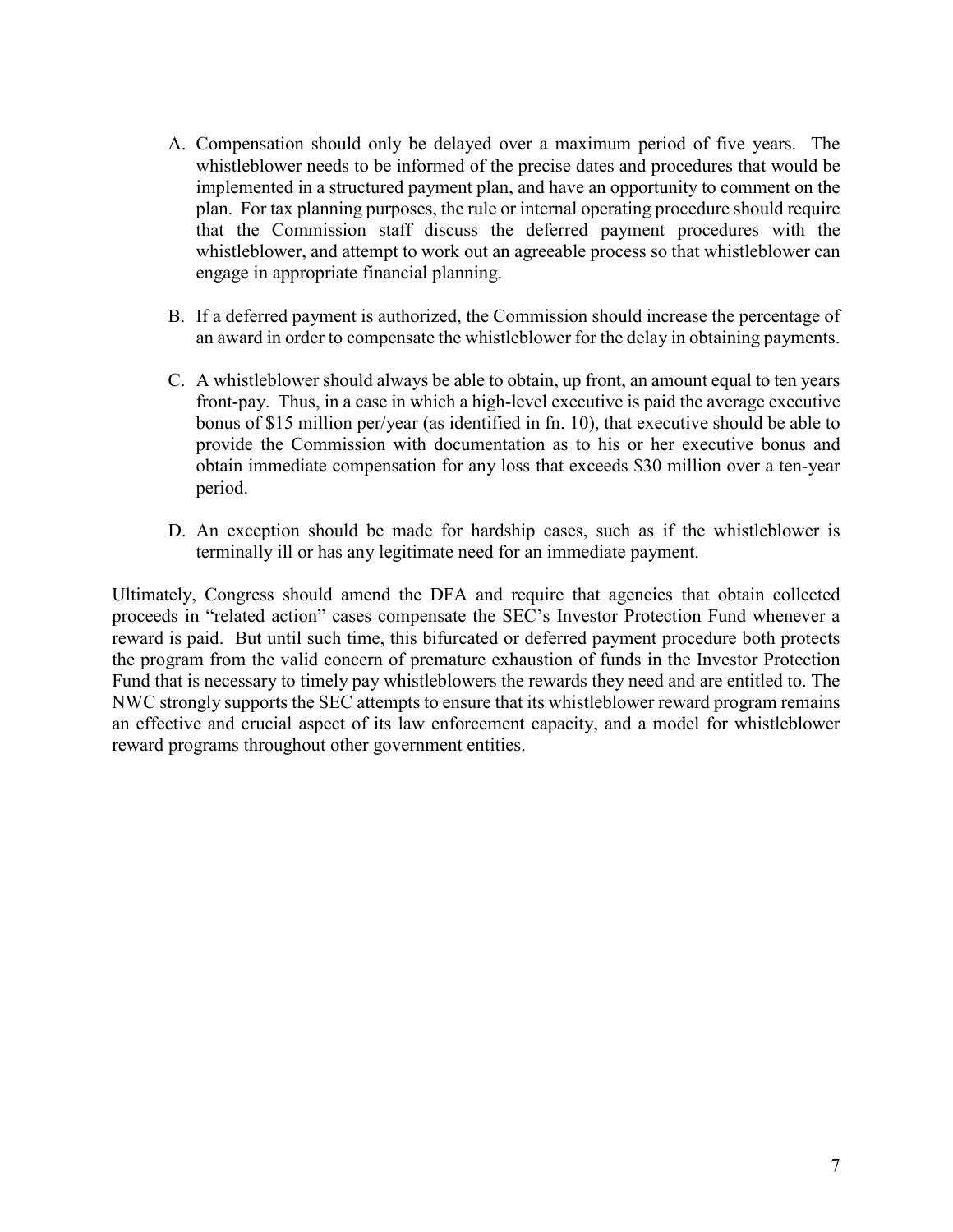A. Compensation should only be delayed over a maximum period of five years. The whistleblower needs to be informed of the precise dates and procedures that would be implemented in a structured payment plan, and have an opportunity to comment on the plan. For tax planning purposes, the rule or internal operating procedure should require that the Commission staff discuss the deferred payment procedures with the whistleblower, and attempt to work out an agreeable process so that whistleblower can engage in appropriate financial planning.

B. If a deferred payment is authorized, the Commission should increase the percentage of an award in order to compensate the whistleblower for the delay in obtaining payments.

C. A whistleblower should always be able to obtain, up front, an amount equal to ten years front-pay. Thus, in a case in which a high-level executive is paid the average executive bonus of $15 million per/year (as identified in fn. 10), that executive should be able to provide the Commission with documentation as to his or her executive bonus and obtain immediate compensation for any loss that exceeds $30 million over a ten-year period.

D. An exception should be made for hardship cases, such as if the whistleblower is terminally ill or has any legitimate need for an immediate payment.

Ultimately, Congress should amend the DFA and require that agencies that obtain collected proceeds in "related action" cases compensate the SEC's Investor Protection Fund whenever a reward is paid. But until such time, this bifurcated or deferred payment procedure both protects the program from the valid concern of premature exhaustion of funds in the Investor Protection Fund that is necessary to timely pay whistleblowers the rewards they need and are entitled to. The NWC strongly supports the SEC attempts to ensure that its whistleblower reward program remains an effective and crucial aspect of its law enforcement capacity, and a model for whistleblower reward programs throughout other government entities.